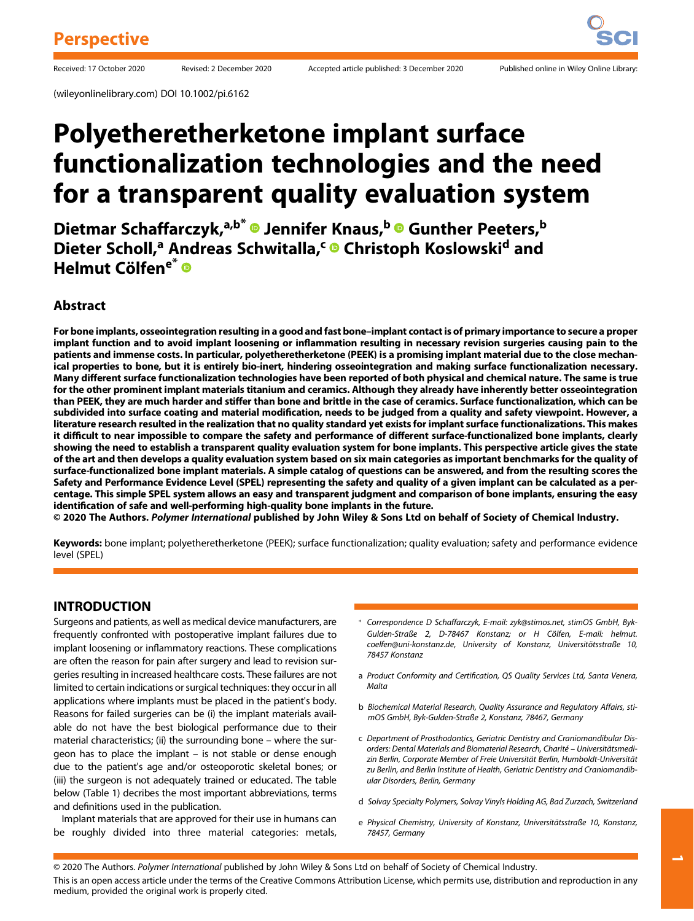Perspective

Received: 17 October 2020 Revised: 2 December 2020 Accepted article published: 3 December 2020 Published online in Wiley Online Library:

(wileyonlinelibrary.com) DOI 10.1002/pi.6162

# Polyetheretherketone implant surface functionalization technologies and the need for a transparent quality evaluation system

**Dietmar Schaffarczyk,[a,b*] Jennifer Knaus,[b] Gunther Peeters,[b] Dieter Scholl,[a] Andreas Schwitalla,[c] Christoph Koslowski[d] and Helmut Cölfen[e*]**

## Abstract

**For bone implants, osseointegration resulting in a good and fast bone–implant contact is of primary importance to secure a proper implant function and to avoid implant loosening or inflammation resulting in necessary revision surgeries causing pain to the patients and immense costs. In particular, polyetheretherketone (PEEK) is a promising implant material due to the close mechanical properties to bone, but it is entirely bio-inert, hindering osseointegration and making surface functionalization necessary. Many different surface functionalization technologies have been reported of both physical and chemical nature. The same is true for the other prominent implant materials titanium and ceramics. Although they already have inherently better osseointegration than PEEK, they are much harder and stiffer than bone and brittle in the case of ceramics. Surface functionalization, which can be subdivided into surface coating and material modification, needs to be judged from a quality and safety viewpoint. However, a literature research resulted in the realization that no quality standard yet exists for implant surface functionalizations. This makes it difficult to near impossible to compare the safety and performance of different surface-functionalized bone implants, clearly showing the need to establish a transparent quality evaluation system for bone implants. This perspective article gives the state of the art and then develops a quality evaluation system based on six main categories as important benchmarks for the quality of surface-functionalized bone implant materials. A simple catalog of questions can be answered, and from the resulting scores the Safety and Performance Evidence Level (SPEL) representing the safety and quality of a given implant can be calculated as a percentage. This simple SPEL system allows an easy and transparent judgment and comparison of bone implants, ensuring the easy identification of safe and well-performing high-quality bone implants in the future.**
**© 2020 The Authors. *Polymer International* published by John Wiley & Sons Ltd on behalf of Society of Chemical Industry.**

**Keywords:** bone implant; polyetheretherketone (PEEK); surface functionalization; quality evaluation; safety and performance evidence level (SPEL)

## INTRODUCTION

Surgeons and patients, as well as medical device manufacturers, are frequently confronted with postoperative implant failures due to implant loosening or inflammatory reactions. These complications are often the reason for pain after surgery and lead to revision surgeries resulting in increased healthcare costs. These failures are not limited to certain indications or surgical techniques: they occur in all applications where implants must be placed in the patient's body. Reasons for failed surgeries can be (i) the implant materials available do not have the best biological performance due to their material characteristics; (ii) the surrounding bone – where the surgeon has to place the implant – is not stable or dense enough due to the patient's age and/or osteoporotic skeletal bones; or (iii) the surgeon is not adequately trained or educated. The table below (Table 1) decribes the most important abbreviations, terms and definitions used in the publication.

Implant materials that are approved for their use in humans can be roughly divided into three material categories: metals,

\* *Correspondence D Schaffarczyk, E-mail: zyk@stimos.net, stimOS GmbH, Byk-Gulden-Straße 2, D-78467 Konstanz; or H Cölfen, E-mail: helmut.coelfen@uni-konstanz.de, University of Konstanz, Universitötsstraße 10, 78457 Konstanz*

a *Product Conformity and Certification, QS Quality Services Ltd, Santa Venera, Malta*

b *Biochemical Material Research, Quality Assurance and Regulatory Affairs, stimOS GmbH, Byk-Gulden-Straße 2, Konstanz, 78467, Germany*

c *Department of Prosthodontics, Geriatric Dentistry and Craniomandibular Disorders: Dental Materials and Biomaterial Research, Charité – Universitätsmedizin Berlin, Corporate Member of Freie Universität Berlin, Humboldt-Universität zu Berlin, and Berlin Institute of Health, Geriatric Dentistry and Craniomandibular Disorders, Berlin, Germany*

d *Solvay Specialty Polymers, Solvay Vinyls Holding AG, Bad Zurzach, Switzerland*

e *Physical Chemistry, University of Konstanz, Universitätsstraße 10, Konstanz, 78457, Germany*

© 2020 The Authors. *Polymer International* published by John Wiley & Sons Ltd on behalf of Society of Chemical Industry.

This is an open access article under the terms of the Creative Commons Attribution License, which permits use, distribution and reproduction in any medium, provided the original work is properly cited.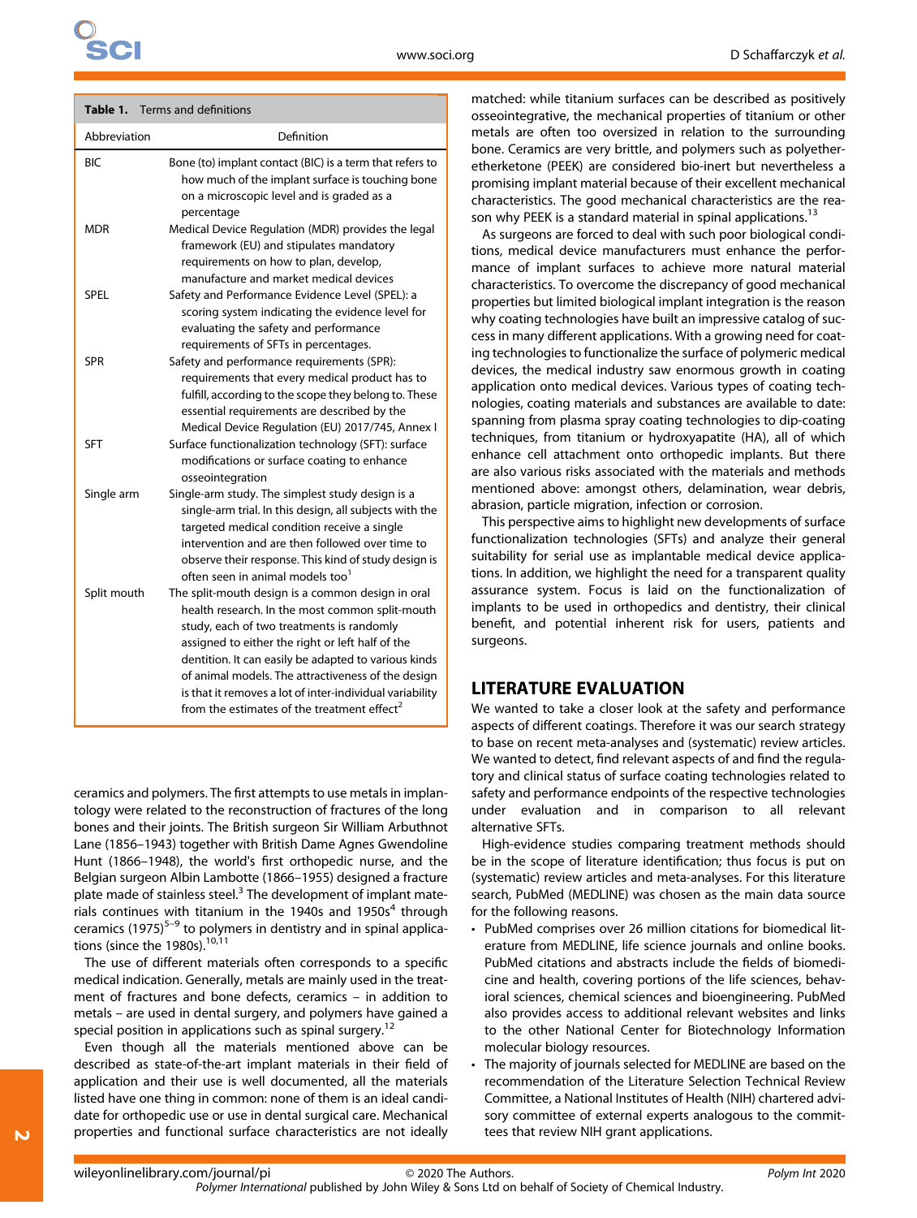**Table 1.** Terms and definitions

| Abbreviation | Definition |
|---|---|
| BIC | Bone (to) implant contact (BIC) is a term that refers to how much of the implant surface is touching bone on a microscopic level and is graded as a percentage |
| MDR | Medical Device Regulation (MDR) provides the legal framework (EU) and stipulates mandatory requirements on how to plan, develop, manufacture and market medical devices |
| SPEL | Safety and Performance Evidence Level (SPEL): a scoring system indicating the evidence level for evaluating the safety and performance requirements of SFTs in percentages. |
| SPR | Safety and performance requirements (SPR): requirements that every medical product has to fulfill, according to the scope they belong to. These essential requirements are described by the Medical Device Regulation (EU) 2017/745, Annex I |
| SFT | Surface functionalization technology (SFT): surface modifications or surface coating to enhance osseointegration |
| Single arm | Single-arm study. The simplest study design is a single-arm trial. In this design, all subjects with the targeted medical condition receive a single intervention and are then followed over time to observe their response. This kind of study design is often seen in animal models too[1] |
| Split mouth | The split-mouth design is a common design in oral health research. In the most common split-mouth study, each of two treatments is randomly assigned to either the right or left half of the dentition. It can easily be adapted to various kinds of animal models. The attractiveness of the design is that it removes a lot of inter-individual variability from the estimates of the treatment effect[2] |

ceramics and polymers. The first attempts to use metals in implantology were related to the reconstruction of fractures of the long bones and their joints. The British surgeon Sir William Arbuthnot Lane (1856–1943) together with British Dame Agnes Gwendoline Hunt (1866–1948), the world's first orthopedic nurse, and the Belgian surgeon Albin Lambotte (1866–1955) designed a fracture plate made of stainless steel.[3] The development of implant materials continues with titanium in the 1940s and 1950s[4] through ceramics (1975)[5–9] to polymers in dentistry and in spinal applications (since the 1980s).[10,11]

The use of different materials often corresponds to a specific medical indication. Generally, metals are mainly used in the treatment of fractures and bone defects, ceramics – in addition to metals – are used in dental surgery, and polymers have gained a special position in applications such as spinal surgery.[12]

Even though all the materials mentioned above can be described as state-of-the-art implant materials in their field of application and their use is well documented, all the materials listed have one thing in common: none of them is an ideal candidate for orthopedic use or use in dental surgical care. Mechanical properties and functional surface characteristics are not ideally matched: while titanium surfaces can be described as positively osseointegrative, the mechanical properties of titanium or other metals are often too oversized in relation to the surrounding bone. Ceramics are very brittle, and polymers such as polyetheretherketone (PEEK) are considered bio-inert but nevertheless a promising implant material because of their excellent mechanical characteristics. The good mechanical characteristics are the reason why PEEK is a standard material in spinal applications.[13]

As surgeons are forced to deal with such poor biological conditions, medical device manufacturers must enhance the performance of implant surfaces to achieve more natural material characteristics. To overcome the discrepancy of good mechanical properties but limited biological implant integration is the reason why coating technologies have built an impressive catalog of success in many different applications. With a growing need for coating technologies to functionalize the surface of polymeric medical devices, the medical industry saw enormous growth in coating application onto medical devices. Various types of coating technologies, coating materials and substances are available to date: spanning from plasma spray coating technologies to dip-coating techniques, from titanium or hydroxyapatite (HA), all of which enhance cell attachment onto orthopedic implants. But there are also various risks associated with the materials and methods mentioned above: amongst others, delamination, wear debris, abrasion, particle migration, infection or corrosion.

This perspective aims to highlight new developments of surface functionalization technologies (SFTs) and analyze their general suitability for serial use as implantable medical device applications. In addition, we highlight the need for a transparent quality assurance system. Focus is laid on the functionalization of implants to be used in orthopedics and dentistry, their clinical benefit, and potential inherent risk for users, patients and surgeons.

## LITERATURE EVALUATION

We wanted to take a closer look at the safety and performance aspects of different coatings. Therefore it was our search strategy to base on recent meta-analyses and (systematic) review articles. We wanted to detect, find relevant aspects of and find the regulatory and clinical status of surface coating technologies related to safety and performance endpoints of the respective technologies under evaluation and in comparison to all relevant alternative SFTs.

High-evidence studies comparing treatment methods should be in the scope of literature identification; thus focus is put on (systematic) review articles and meta-analyses. For this literature search, PubMed (MEDLINE) was chosen as the main data source for the following reasons.

- PubMed comprises over 26 million citations for biomedical literature from MEDLINE, life science journals and online books. PubMed citations and abstracts include the fields of biomedicine and health, covering portions of the life sciences, behavioral sciences, chemical sciences and bioengineering. PubMed also provides access to additional relevant websites and links to the other National Center for Biotechnology Information molecular biology resources.
- The majority of journals selected for MEDLINE are based on the recommendation of the Literature Selection Technical Review Committee, a National Institutes of Health (NIH) chartered advisory committee of external experts analogous to the committees that review NIH grant applications.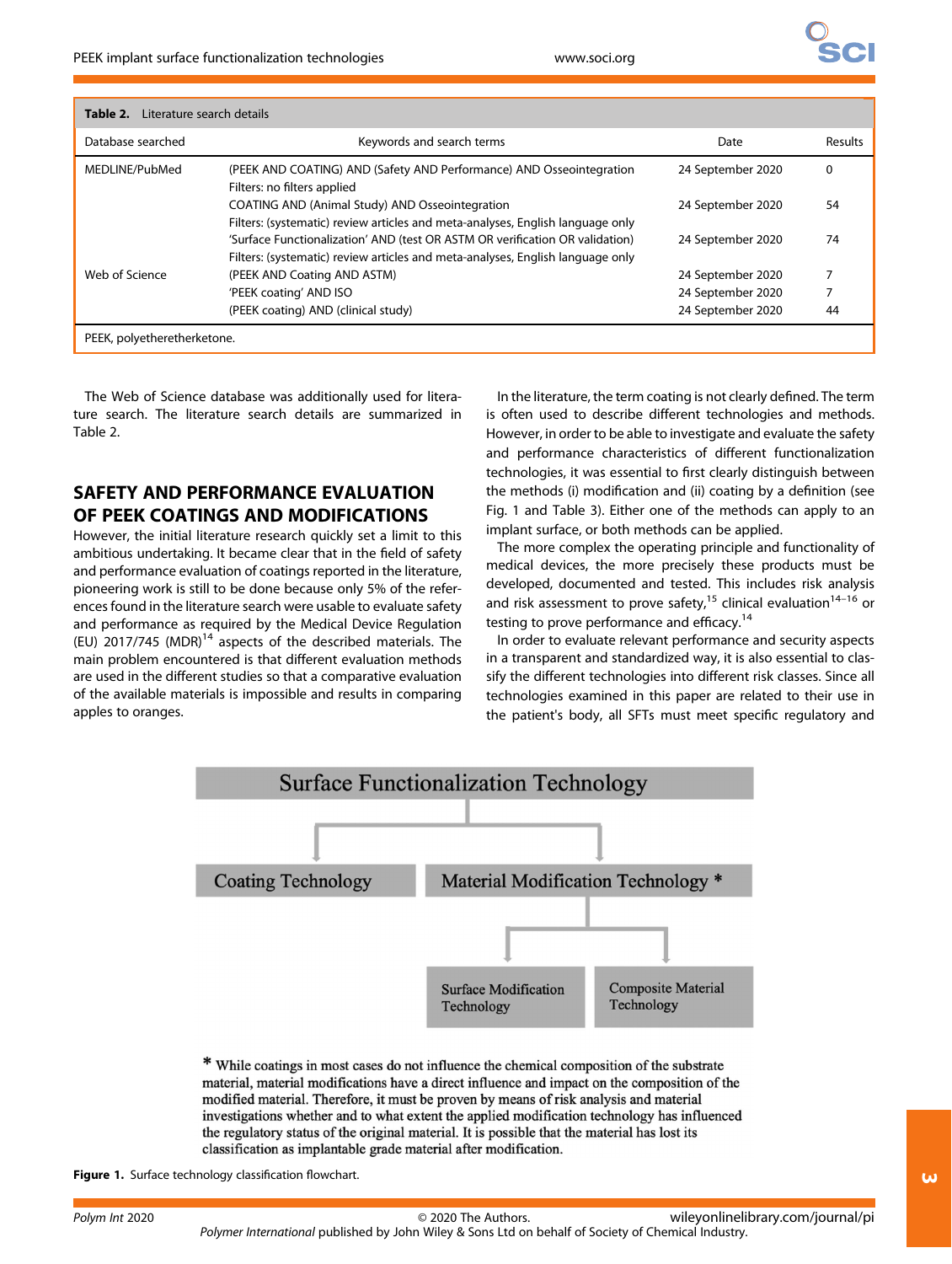**Table 2.** Literature search details

| Database searched | Keywords and search terms | Date | Results |
|---|---|---|---|
| MEDLINE/PubMed | (PEEK AND COATING) AND (Safety AND Performance) AND Osseointegration<br>Filters: no filters applied | 24 September 2020 | 0 |
| | COATING AND (Animal Study) AND Osseointegration<br>Filters: (systematic) review articles and meta-analyses, English language only | 24 September 2020 | 54 |
| | 'Surface Functionalization' AND (test OR ASTM OR verification OR validation)<br>Filters: (systematic) review articles and meta-analyses, English language only | 24 September 2020 | 74 |
| Web of Science | (PEEK AND Coating AND ASTM) | 24 September 2020 | 7 |
| | 'PEEK coating' AND ISO | 24 September 2020 | 7 |
| | (PEEK coating) AND (clinical study) | 24 September 2020 | 44 |

PEEK, polyetheretherketone.

The Web of Science database was additionally used for literature search. The literature search details are summarized in Table 2.

## SAFETY AND PERFORMANCE EVALUATION OF PEEK COATINGS AND MODIFICATIONS

However, the initial literature research quickly set a limit to this ambitious undertaking. It became clear that in the field of safety and performance evaluation of coatings reported in the literature, pioneering work is still to be done because only 5% of the references found in the literature search were usable to evaluate safety and performance as required by the Medical Device Regulation (EU) 2017/745 (MDR)[14] aspects of the described materials. The main problem encountered is that different evaluation methods are used in the different studies so that a comparative evaluation of the available materials is impossible and results in comparing apples to oranges.

In the literature, the term coating is not clearly defined. The term is often used to describe different technologies and methods. However, in order to be able to investigate and evaluate the safety and performance characteristics of different functionalization technologies, it was essential to first clearly distinguish between the methods (i) modification and (ii) coating by a definition (see Fig. 1 and Table 3). Either one of the methods can apply to an implant surface, or both methods can be applied.

The more complex the operating principle and functionality of medical devices, the more precisely these products must be developed, documented and tested. This includes risk analysis and risk assessment to prove safety,[15] clinical evaluation[14–16] or testing to prove performance and efficacy.[14]

In order to evaluate relevant performance and security aspects in a transparent and standardized way, it is also essential to classify the different technologies into different risk classes. Since all technologies examined in this paper are related to their use in the patient's body, all SFTs must meet specific regulatory and

Surface Functionalization Technology

Coating Technology

Material Modification Technology *

Surface Modification Technology

Composite Material Technology

* While coatings in most cases do not influence the chemical composition of the substrate material, material modifications have a direct influence and impact on the composition of the modified material. Therefore, it must be proven by means of risk analysis and material investigations whether and to what extent the applied modification technology has influenced the regulatory status of the original material. It is possible that the material has lost its classification as implantable grade material after modification.

**Figure 1.** Surface technology classification flowchart.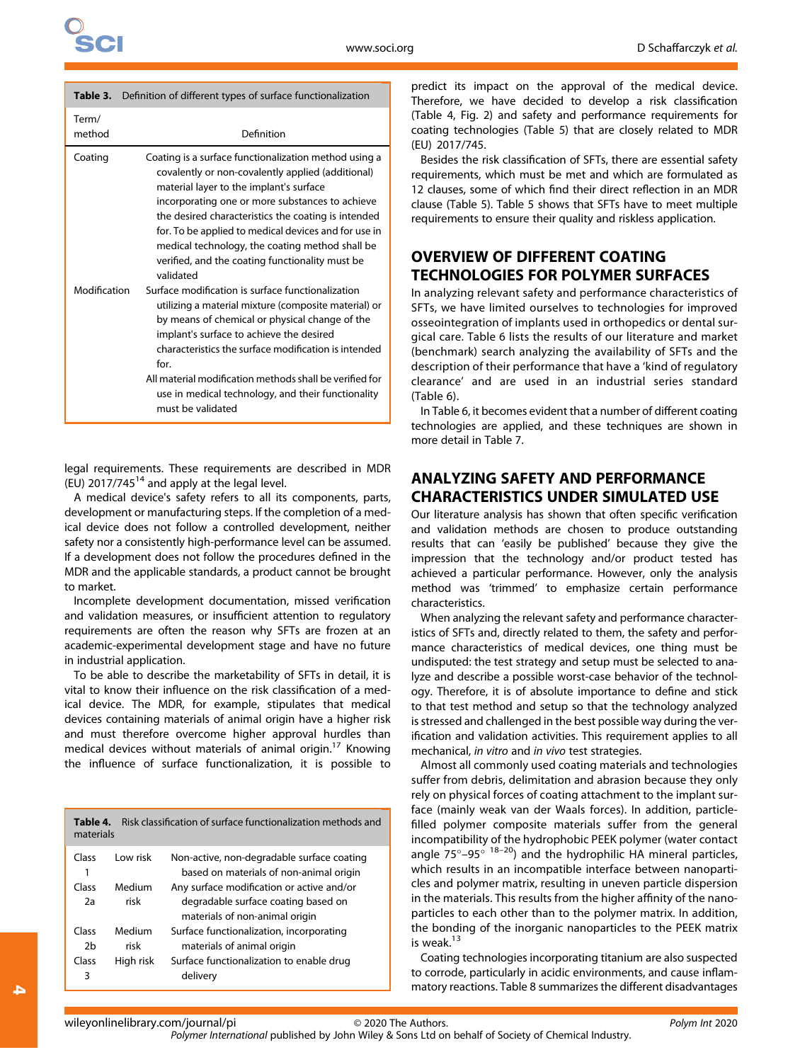**Table 3.** Definition of different types of surface functionalization

| Term/method | Definition |
|---|---|
| Coating | Coating is a surface functionalization method using a covalently or non-covalently applied (additional) material layer to the implant's surface incorporating one or more substances to achieve the desired characteristics the coating is intended for. To be applied to medical devices and for use in medical technology, the coating method shall be verified, and the coating functionality must be validated |
| Modification | Surface modification is surface functionalization utilizing a material mixture (composite material) or by means of chemical or physical change of the implant's surface to achieve the desired characteristics the surface modification is intended for. All material modification methods shall be verified for use in medical technology, and their functionality must be validated |

legal requirements. These requirements are described in MDR (EU) 2017/745[14] and apply at the legal level.

A medical device's safety refers to all its components, parts, development or manufacturing steps. If the completion of a medical device does not follow a controlled development, neither safety nor a consistently high-performance level can be assumed. If a development does not follow the procedures defined in the MDR and the applicable standards, a product cannot be brought to market.

Incomplete development documentation, missed verification and validation measures, or insufficient attention to regulatory requirements are often the reason why SFTs are frozen at an academic-experimental development stage and have no future in industrial application.

To be able to describe the marketability of SFTs in detail, it is vital to know their influence on the risk classification of a medical device. The MDR, for example, stipulates that medical devices containing materials of animal origin have a higher risk and must therefore overcome higher approval hurdles than medical devices without materials of animal origin.[17] Knowing the influence of surface functionalization, it is possible to predict its impact on the approval of the medical device. Therefore, we have decided to develop a risk classification (Table 4, Fig. 2) and safety and performance requirements for coating technologies (Table 5) that are closely related to MDR (EU) 2017/745.

**Table 4.** Risk classification of surface functionalization methods and materials

| Class | Risk | Description |
|---|---|---|
| Class 1 | Low risk | Non-active, non-degradable surface coating based on materials of non-animal origin |
| Class 2a | Medium risk | Any surface modification or active and/or degradable surface coating based on materials of non-animal origin |
| Class 2b | Medium risk | Surface functionalization, incorporating materials of animal origin |
| Class 3 | High risk | Surface functionalization to enable drug delivery |

Besides the risk classification of SFTs, there are essential safety requirements, which must be met and which are formulated as 12 clauses, some of which find their direct reflection in an MDR clause (Table 5). Table 5 shows that SFTs have to meet multiple requirements to ensure their quality and riskless application.

## OVERVIEW OF DIFFERENT COATING TECHNOLOGIES FOR POLYMER SURFACES

In analyzing relevant safety and performance characteristics of SFTs, we have limited ourselves to technologies for improved osseointegration of implants used in orthopedics or dental surgical care. Table 6 lists the results of our literature and market (benchmark) search analyzing the availability of SFTs and the description of their performance that have a 'kind of regulatory clearance' and are used in an industrial series standard (Table 6).

In Table 6, it becomes evident that a number of different coating technologies are applied, and these techniques are shown in more detail in Table 7.

## ANALYZING SAFETY AND PERFORMANCE CHARACTERISTICS UNDER SIMULATED USE

Our literature analysis has shown that often specific verification and validation methods are chosen to produce outstanding results that can 'easily be published' because they give the impression that the technology and/or product tested has achieved a particular performance. However, only the analysis method was 'trimmed' to emphasize certain performance characteristics.

When analyzing the relevant safety and performance characteristics of SFTs and, directly related to them, the safety and performance characteristics of medical devices, one thing must be undisputed: the test strategy and setup must be selected to analyze and describe a possible worst-case behavior of the technology. Therefore, it is of absolute importance to define and stick to that test method and setup so that the technology analyzed is stressed and challenged in the best possible way during the verification and validation activities. This requirement applies to all mechanical, *in vitro* and *in vivo* test strategies.

Almost all commonly used coating materials and technologies suffer from debris, delimitation and abrasion because they only rely on physical forces of coating attachment to the implant surface (mainly weak van der Waals forces). In addition, particle-filled polymer composite materials suffer from the general incompatibility of the hydrophobic PEEK polymer (water contact angle $75^\circ$–$95^\circ$ [18–20]) and the hydrophilic HA mineral particles, which results in an incompatible interface between nanoparticles and polymer matrix, resulting in uneven particle dispersion in the materials. This results from the higher affinity of the nanoparticles to each other than to the polymer matrix. In addition, the bonding of the inorganic nanoparticles to the PEEK matrix is weak.[13]

Coating technologies incorporating titanium are also suspected to corrode, particularly in acidic environments, and cause inflammatory reactions. Table 8 summarizes the different disadvantages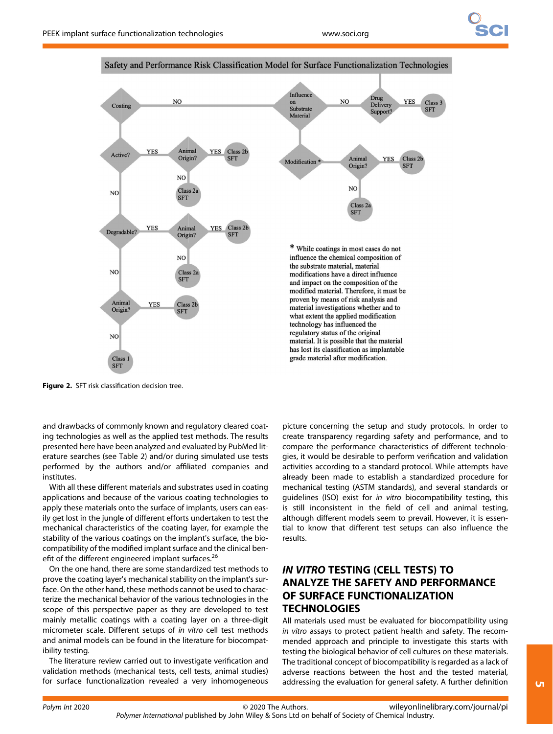Safety and Performance Risk Classification Model for Surface Functionalization Technologies

\* While coatings in most cases do not influence the chemical composition of the substrate material, material modifications have a direct influence and impact on the composition of the modified material. Therefore, it must be proven by means of risk analysis and material investigations whether and to what extent the applied modification technology has influenced the regulatory status of the original material. It is possible that the material has lost its classification as implantable grade material after modification.

**Figure 2.** SFT risk classification decision tree.

and drawbacks of commonly known and regulatory cleared coating technologies as well as the applied test methods. The results presented here have been analyzed and evaluated by PubMed literature searches (see Table 2) and/or during simulated use tests performed by the authors and/or affiliated companies and institutes.

With all these different materials and substrates used in coating applications and because of the various coating technologies to apply these materials onto the surface of implants, users can easily get lost in the jungle of different efforts undertaken to test the mechanical characteristics of the coating layer, for example the stability of the various coatings on the implant's surface, the biocompatibility of the modified implant surface and the clinical benefit of the different engineered implant surfaces.[26]

On the one hand, there are some standardized test methods to prove the coating layer's mechanical stability on the implant's surface. On the other hand, these methods cannot be used to characterize the mechanical behavior of the various technologies in the scope of this perspective paper as they are developed to test mainly metallic coatings with a coating layer on a three-digit micrometer scale. Different setups of *in vitro* cell test methods and animal models can be found in the literature for biocompatibility testing.

The literature review carried out to investigate verification and validation methods (mechanical tests, cell tests, animal studies) for surface functionalization revealed a very inhomogeneous picture concerning the setup and study protocols. In order to create transparency regarding safety and performance, and to compare the performance characteristics of different technologies, it would be desirable to perform verification and validation activities according to a standard protocol. While attempts have already been made to establish a standardized procedure for mechanical testing (ASTM standards), and several standards or guidelines (ISO) exist for *in vitro* biocompatibility testing, this is still inconsistent in the field of cell and animal testing, although different models seem to prevail. However, it is essential to know that different test setups can also influence the results.

## *IN VITRO* TESTING (CELL TESTS) TO ANALYZE THE SAFETY AND PERFORMANCE OF SURFACE FUNCTIONALIZATION TECHNOLOGIES

All materials used must be evaluated for biocompatibility using *in vitro* assays to protect patient health and safety. The recommended approach and principle to investigate this starts with testing the biological behavior of cell cultures on these materials. The traditional concept of biocompatibility is regarded as a lack of adverse reactions between the host and the tested material, addressing the evaluation for general safety. A further definition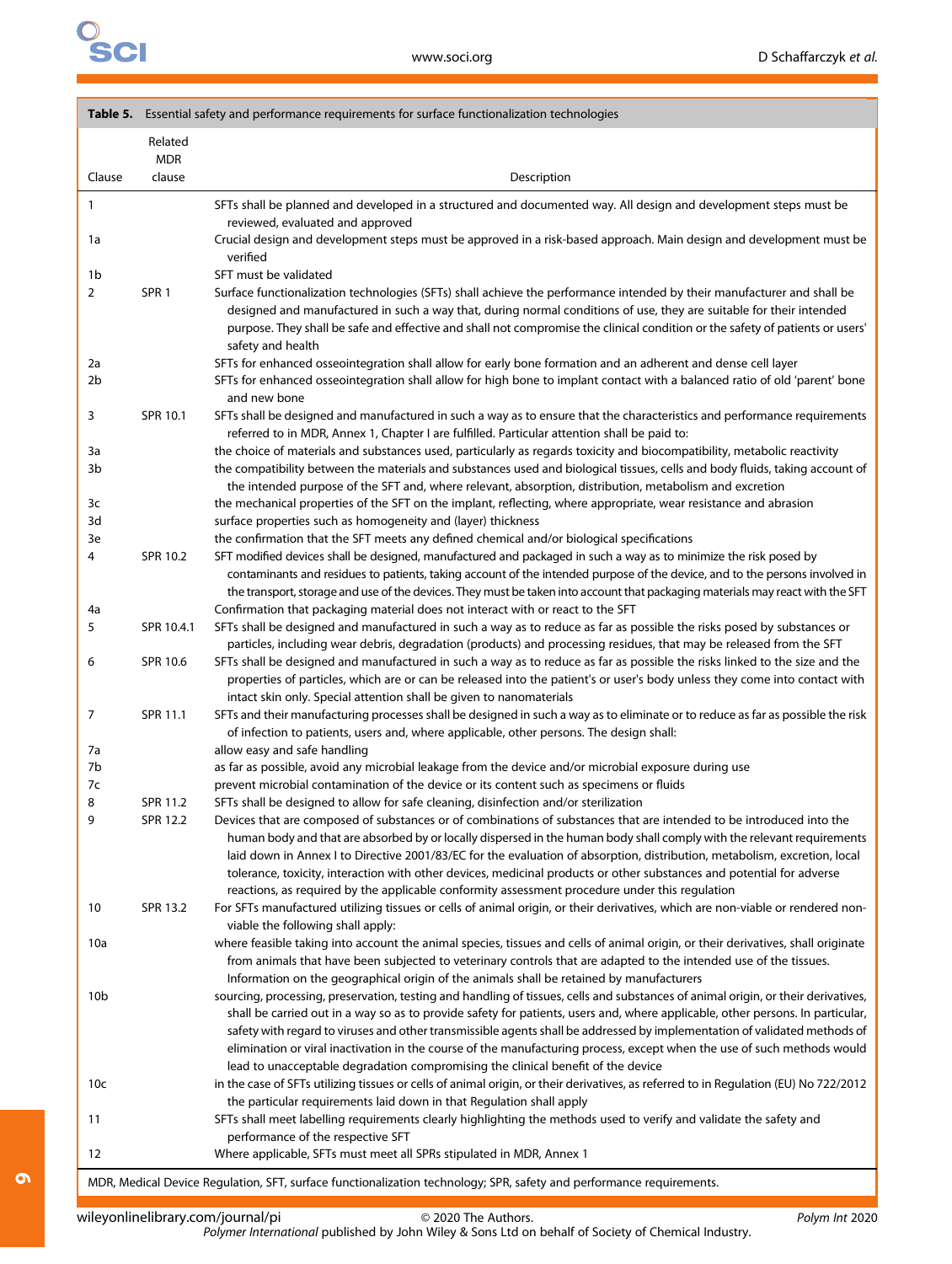**Table 5.** Essential safety and performance requirements for surface functionalization technologies

| Clause | Related MDR clause | Description |
|---|---|---|
| 1 | | SFTs shall be planned and developed in a structured and documented way. All design and development steps must be reviewed, evaluated and approved |
| 1a | | Crucial design and development steps must be approved in a risk-based approach. Main design and development must be verified |
| 1b | | SFT must be validated |
| 2 | SPR 1 | Surface functionalization technologies (SFTs) shall achieve the performance intended by their manufacturer and shall be designed and manufactured in such a way that, during normal conditions of use, they are suitable for their intended purpose. They shall be safe and effective and shall not compromise the clinical condition or the safety of patients or users' safety and health |
| 2a | | SFTs for enhanced osseointegration shall allow for early bone formation and an adherent and dense cell layer |
| 2b | | SFTs for enhanced osseointegration shall allow for high bone to implant contact with a balanced ratio of old 'parent' bone and new bone |
| 3 | SPR 10.1 | SFTs shall be designed and manufactured in such a way as to ensure that the characteristics and performance requirements referred to in MDR, Annex 1, Chapter I are fulfilled. Particular attention shall be paid to: |
| 3a | | the choice of materials and substances used, particularly as regards toxicity and biocompatibility, metabolic reactivity |
| 3b | | the compatibility between the materials and substances used and biological tissues, cells and body fluids, taking account of the intended purpose of the SFT and, where relevant, absorption, distribution, metabolism and excretion |
| 3c | | the mechanical properties of the SFT on the implant, reflecting, where appropriate, wear resistance and abrasion |
| 3d | | surface properties such as homogeneity and (layer) thickness |
| 3e | | the confirmation that the SFT meets any defined chemical and/or biological specifications |
| 4 | SPR 10.2 | SFT modified devices shall be designed, manufactured and packaged in such a way as to minimize the risk posed by contaminants and residues to patients, taking account of the intended purpose of the device, and to the persons involved in the transport, storage and use of the devices. They must be taken into account that packaging materials may react with the SFT |
| 4a | | Confirmation that packaging material does not interact with or react to the SFT |
| 5 | SPR 10.4.1 | SFTs shall be designed and manufactured in such a way as to reduce as far as possible the risks posed by substances or particles, including wear debris, degradation (products) and processing residues, that may be released from the SFT |
| 6 | SPR 10.6 | SFTs shall be designed and manufactured in such a way as to reduce as far as possible the risks linked to the size and the properties of particles, which are or can be released into the patient's or user's body unless they come into contact with intact skin only. Special attention shall be given to nanomaterials |
| 7 | SPR 11.1 | SFTs and their manufacturing processes shall be designed in such a way as to eliminate or to reduce as far as possible the risk of infection to patients, users and, where applicable, other persons. The design shall: |
| 7a | | allow easy and safe handling |
| 7b | | as far as possible, avoid any microbial leakage from the device and/or microbial exposure during use |
| 7c | | prevent microbial contamination of the device or its content such as specimens or fluids |
| 8 | SPR 11.2 | SFTs shall be designed to allow for safe cleaning, disinfection and/or sterilization |
| 9 | SPR 12.2 | Devices that are composed of substances or of combinations of substances that are intended to be introduced into the human body and that are absorbed by or locally dispersed in the human body shall comply with the relevant requirements laid down in Annex I to Directive 2001/83/EC for the evaluation of absorption, distribution, metabolism, excretion, local tolerance, toxicity, interaction with other devices, medicinal products or other substances and potential for adverse reactions, as required by the applicable conformity assessment procedure under this regulation |
| 10 | SPR 13.2 | For SFTs manufactured utilizing tissues or cells of animal origin, or their derivatives, which are non-viable or rendered non-viable the following shall apply: |
| 10a | | where feasible taking into account the animal species, tissues and cells of animal origin, or their derivatives, shall originate from animals that have been subjected to veterinary controls that are adapted to the intended use of the tissues. Information on the geographical origin of the animals shall be retained by manufacturers |
| 10b | | sourcing, processing, preservation, testing and handling of tissues, cells and substances of animal origin, or their derivatives, shall be carried out in a way so as to provide safety for patients, users and, where applicable, other persons. In particular, safety with regard to viruses and other transmissible agents shall be addressed by implementation of validated methods of elimination or viral inactivation in the course of the manufacturing process, except when the use of such methods would lead to unacceptable degradation compromising the clinical benefit of the device |
| 10c | | in the case of SFTs utilizing tissues or cells of animal origin, or their derivatives, as referred to in Regulation (EU) No 722/2012 the particular requirements laid down in that Regulation shall apply |
| 11 | | SFTs shall meet labelling requirements clearly highlighting the methods used to verify and validate the safety and performance of the respective SFT |
| 12 | | Where applicable, SFTs must meet all SPRs stipulated in MDR, Annex 1 |

MDR, Medical Device Regulation, SFT, surface functionalization technology; SPR, safety and performance requirements.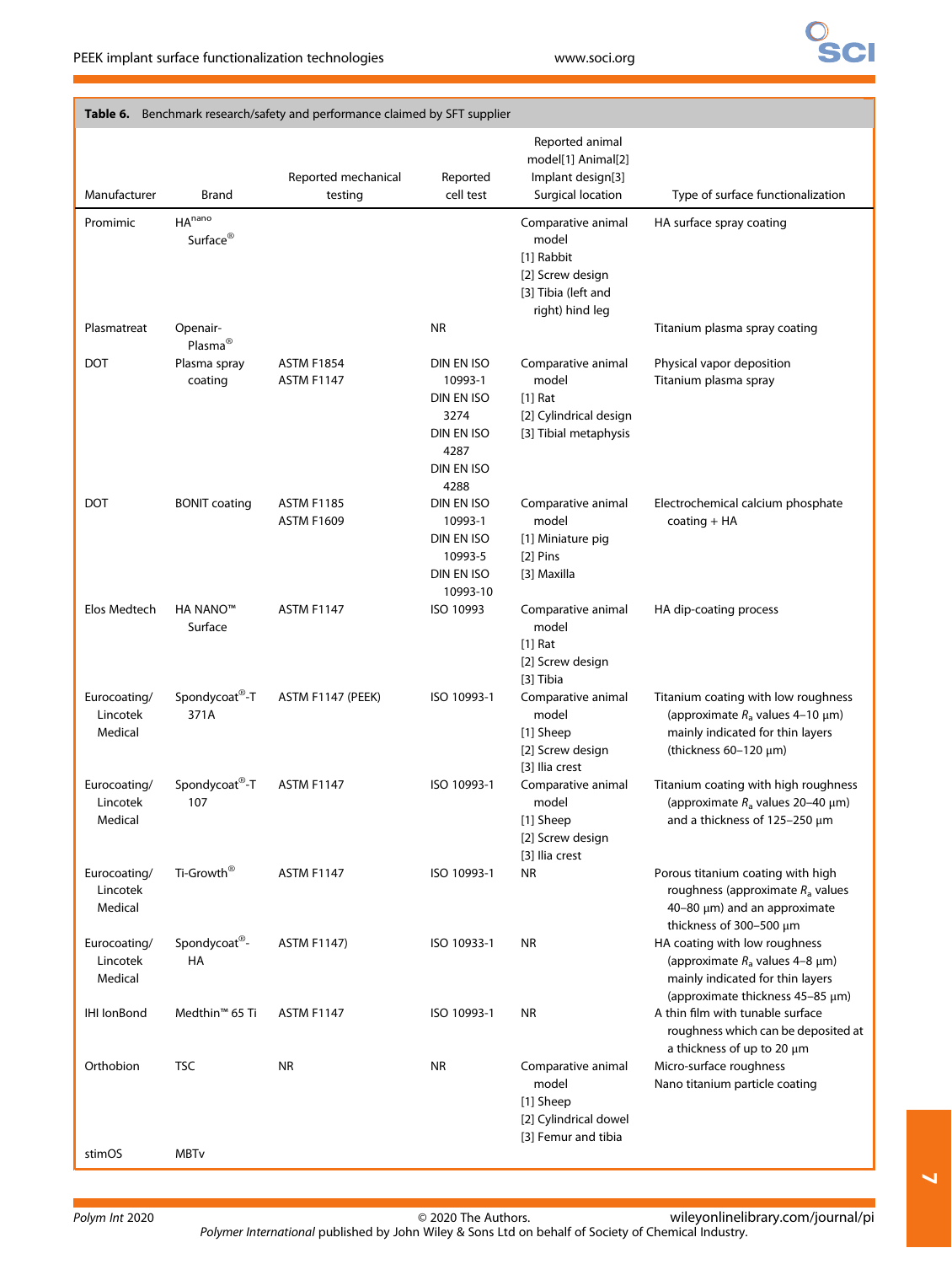**Table 6.** Benchmark research/safety and performance claimed by SFT supplier

| Manufacturer | Brand | Reported mechanical testing | Reported cell test | Reported animal model[1] Animal[2] Implant design[3] Surgical location | Type of surface functionalization |
|---|---|---|---|---|---|
| Promimic | HA$^{nano}$ Surface® | | | Comparative animal model [1] Rabbit [2] Screw design [3] Tibia (left and right) hind leg | HA surface spray coating |
| Plasmatreat | Openair-Plasma® | | NR | | Titanium plasma spray coating |
| DOT | Plasma spray coating | ASTM F1854 ASTM F1147 | DIN EN ISO 10993-1 DIN EN ISO 3274 DIN EN ISO 4287 DIN EN ISO 4288 | Comparative animal model [1] Rat [2] Cylindrical design [3] Tibial metaphysis | Physical vapor deposition Titanium plasma spray |
| DOT | BONIT coating | ASTM F1185 ASTM F1609 | DIN EN ISO 10993-1 DIN EN ISO 10993-5 DIN EN ISO 10993-10 | Comparative animal model [1] Miniature pig [2] Pins [3] Maxilla | Electrochemical calcium phosphate coating + HA |
| Elos Medtech | HA NANO™ Surface | ASTM F1147 | ISO 10993 | Comparative animal model [1] Rat [2] Screw design [3] Tibia | HA dip-coating process |
| Eurocoating/ Lincotek Medical | Spondycoat®-T 371A | ASTM F1147 (PEEK) | ISO 10993-1 | Comparative animal model [1] Sheep [2] Screw design [3] Ilia crest | Titanium coating with low roughness (approximate $R_a$ values 4–10 μm) mainly indicated for thin layers (thickness 60–120 μm) |
| Eurocoating/ Lincotek Medical | Spondycoat®-T 107 | ASTM F1147 | ISO 10993-1 | Comparative animal model [1] Sheep [2] Screw design [3] Ilia crest | Titanium coating with high roughness (approximate $R_a$ values 20–40 μm) and a thickness of 125–250 μm |
| Eurocoating/ Lincotek Medical | Ti-Growth® | ASTM F1147 | ISO 10993-1 | NR | Porous titanium coating with high roughness (approximate $R_a$ values 40–80 μm) and an approximate thickness of 300–500 μm |
| Eurocoating/ Lincotek Medical | Spondycoat®-HA | ASTM F1147) | ISO 10933-1 | NR | HA coating with low roughness (approximate $R_a$ values 4–8 μm) mainly indicated for thin layers (approximate thickness 45–85 μm) |
| IHI IonBond | Medthin™ 65 Ti | ASTM F1147 | ISO 10993-1 | NR | A thin film with tunable surface roughness which can be deposited at a thickness of up to 20 μm |
| Orthobion | TSC | NR | NR | Comparative animal model [1] Sheep [2] Cylindrical dowel [3] Femur and tibia | Micro-surface roughness Nano titanium particle coating |
| stimOS | MBTv | | | | |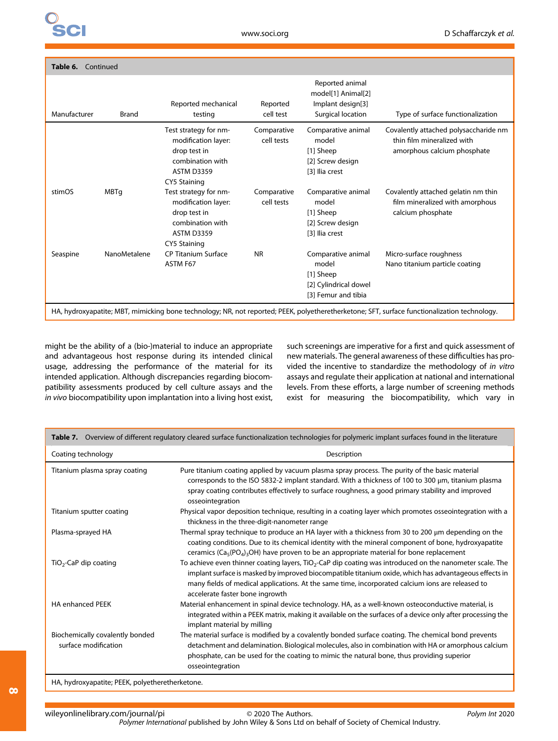**Table 6.** Continued

| Manufacturer | Brand | Reported mechanical testing | Reported cell test | Reported animal model[1] Animal[2] Implant design[3] Surgical location | Type of surface functionalization |
|---|---|---|---|---|---|
| | | Test strategy for nm-modification layer: drop test in combination with ASTM D3359 CY5 Staining | Comparative cell tests | Comparative animal model [1] Sheep [2] Screw design [3] Ilia crest | Covalently attached polysaccharide nm thin film mineralized with amorphous calcium phosphate |
| stimOS | MBTg | Test strategy for nm-modification layer: drop test in combination with ASTM D3359 CY5 Staining | Comparative cell tests | Comparative animal model [1] Sheep [2] Screw design [3] Ilia crest | Covalently attached gelatin nm thin film mineralized with amorphous calcium phosphate |
| Seaspine | NanoMetalene | CP Titanium Surface ASTM F67 | NR | Comparative animal model [1] Sheep [2] Cylindrical dowel [3] Femur and tibia | Micro-surface roughness Nano titanium particle coating |

HA, hydroxyapatite; MBT, mimicking bone technology; NR, not reported; PEEK, polyetheretherketone; SFT, surface functionalization technology.

might be the ability of a (bio-)material to induce an appropriate and advantageous host response during its intended clinical usage, addressing the performance of the material for its intended application. Although discrepancies regarding biocompatibility assessments produced by cell culture assays and the *in vivo* biocompatibility upon implantation into a living host exist, such screenings are imperative for a first and quick assessment of new materials. The general awareness of these difficulties has provided the incentive to standardize the methodology of *in vitro* assays and regulate their application at national and international levels. From these efforts, a large number of screening methods exist for measuring the biocompatibility, which vary in

**Table 7.** Overview of different regulatory cleared surface functionalization technologies for polymeric implant surfaces found in the literature

| Coating technology | Description |
|---|---|
| Titanium plasma spray coating | Pure titanium coating applied by vacuum plasma spray process. The purity of the basic material corresponds to the ISO 5832-2 implant standard. With a thickness of 100 to 300 μm, titanium plasma spray coating contributes effectively to surface roughness, a good primary stability and improved osseointegration |
| Titanium sputter coating | Physical vapor deposition technique, resulting in a coating layer which promotes osseointegration with a thickness in the three-digit-nanometer range |
| Plasma-sprayed HA | Thermal spray technique to produce an HA layer with a thickness from 30 to 200 μm depending on the coating conditions. Due to its chemical identity with the mineral component of bone, hydroxyapatite ceramics ($Ca_5(PO_4)_3OH$) have proven to be an appropriate material for bone replacement |
| $TiO_2$-CaP dip coating | To achieve even thinner coating layers, $TiO_2$-CaP dip coating was introduced on the nanometer scale. The implant surface is masked by improved biocompatible titanium oxide, which has advantageous effects in many fields of medical applications. At the same time, incorporated calcium ions are released to accelerate faster bone ingrowth |
| HA enhanced PEEK | Material enhancement in spinal device technology. HA, as a well-known osteoconductive material, is integrated within a PEEK matrix, making it available on the surfaces of a device only after processing the implant material by milling |
| Biochemically covalently bonded surface modification | The material surface is modified by a covalently bonded surface coating. The chemical bond prevents detachment and delamination. Biological molecules, also in combination with HA or amorphous calcium phosphate, can be used for the coating to mimic the natural bone, thus providing superior osseointegration |

HA, hydroxyapatite; PEEK, polyetheretherketone.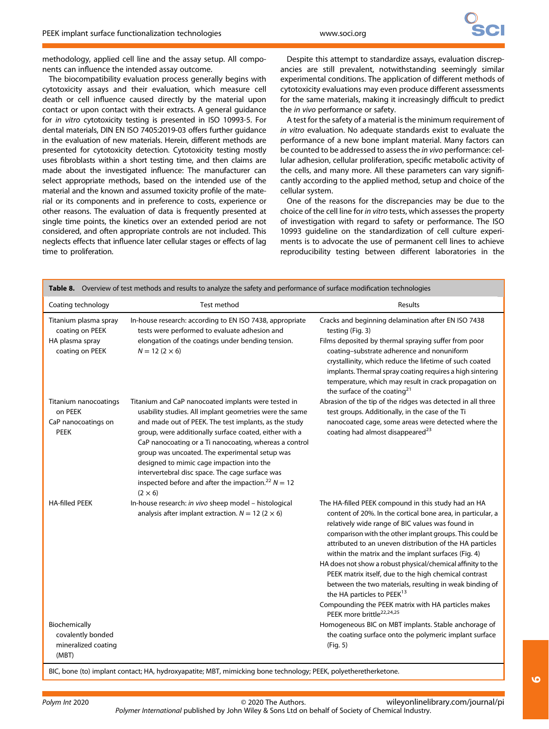methodology, applied cell line and the assay setup. All components can influence the intended assay outcome.

The biocompatibility evaluation process generally begins with cytotoxicity assays and their evaluation, which measure cell death or cell influence caused directly by the material upon contact or upon contact with their extracts. A general guidance for *in vitro* cytotoxicity testing is presented in ISO 10993-5. For dental materials, DIN EN ISO 7405:2019-03 offers further guidance in the evaluation of new materials. Herein, different methods are presented for cytotoxicity detection. Cytotoxicity testing mostly uses fibroblasts within a short testing time, and then claims are made about the investigated influence: The manufacturer can select appropriate methods, based on the intended use of the material and the known and assumed toxicity profile of the material or its components and in preference to costs, experience or other reasons. The evaluation of data is frequently presented at single time points, the kinetics over an extended period are not considered, and often appropriate controls are not included. This neglects effects that influence later cellular stages or effects of lag time to proliferation.

Despite this attempt to standardize assays, evaluation discrepancies are still prevalent, notwithstanding seemingly similar experimental conditions. The application of different methods of cytotoxicity evaluations may even produce different assessments for the same materials, making it increasingly difficult to predict the *in vivo* performance or safety.

A test for the safety of a material is the minimum requirement of *in vitro* evaluation. No adequate standards exist to evaluate the performance of a new bone implant material. Many factors can be counted to be addressed to assess the *in vivo* performance: cellular adhesion, cellular proliferation, specific metabolic activity of the cells, and many more. All these parameters can vary significantly according to the applied method, setup and choice of the cellular system.

One of the reasons for the discrepancies may be due to the choice of the cell line for *in vitro* tests, which assesses the property of investigation with regard to safety or performance. The ISO 10993 guideline on the standardization of cell culture experiments is to advocate the use of permanent cell lines to achieve reproducibility testing between different laboratories in the

**Table 8.** Overview of test methods and results to analyze the safety and performance of surface modification technologies

| Coating technology | Test method | Results |
|---|---|---|
| Titanium plasma spray coating on PEEK<br>HA plasma spray coating on PEEK | In-house research: according to EN ISO 7438, appropriate tests were performed to evaluate adhesion and elongation of the coatings under bending tension. $N = 12$ ($2 \times 6$) | Cracks and beginning delamination after EN ISO 7438 testing (Fig. 3)<br>Films deposited by thermal spraying suffer from poor coating–substrate adherence and nonuniform crystallinity, which reduce the lifetime of such coated implants. Thermal spray coating requires a high sintering temperature, which may result in crack propagation on the surface of the coating[21] |
| Titanium nanocoatings on PEEK<br>CaP nanocoatings on PEEK | Titanium and CaP nanocoated implants were tested in usability studies. All implant geometries were the same and made out of PEEK. The test implants, as the study group, were additionally surface coated, either with a CaP nanocoating or a Ti nanocoating, whereas a control group was uncoated. The experimental setup was designed to mimic cage impaction into the intervertebral disc space. The cage surface was inspected before and after the impaction.[22] $N = 12$ ($2 \times 6$) | Abrasion of the tip of the ridges was detected in all three test groups. Additionally, in the case of the Ti nanocoated cage, some areas were detected where the coating had almost disappeared[23] |
| HA-filled PEEK | In-house research: *in vivo* sheep model – histological analysis after implant extraction. $N = 12$ ($2 \times 6$) | The HA-filled PEEK compound in this study had an HA content of 20%. In the cortical bone area, in particular, a relatively wide range of BIC values was found in comparison with the other implant groups. This could be attributed to an uneven distribution of the HA particles within the matrix and the implant surfaces (Fig. 4)<br>HA does not show a robust physical/chemical affinity to the PEEK matrix itself, due to the high chemical contrast between the two materials, resulting in weak binding of the HA particles to PEEK[13]<br>Compounding the PEEK matrix with HA particles makes PEEK more brittle[22,24,25] |
| Biochemically covalently bonded mineralized coating (MBT) | | Homogeneous BIC on MBT implants. Stable anchorage of the coating surface onto the polymeric implant surface (Fig. 5) |

BIC, bone (to) implant contact; HA, hydroxyapatite; MBT, mimicking bone technology; PEEK, polyetheretherketone.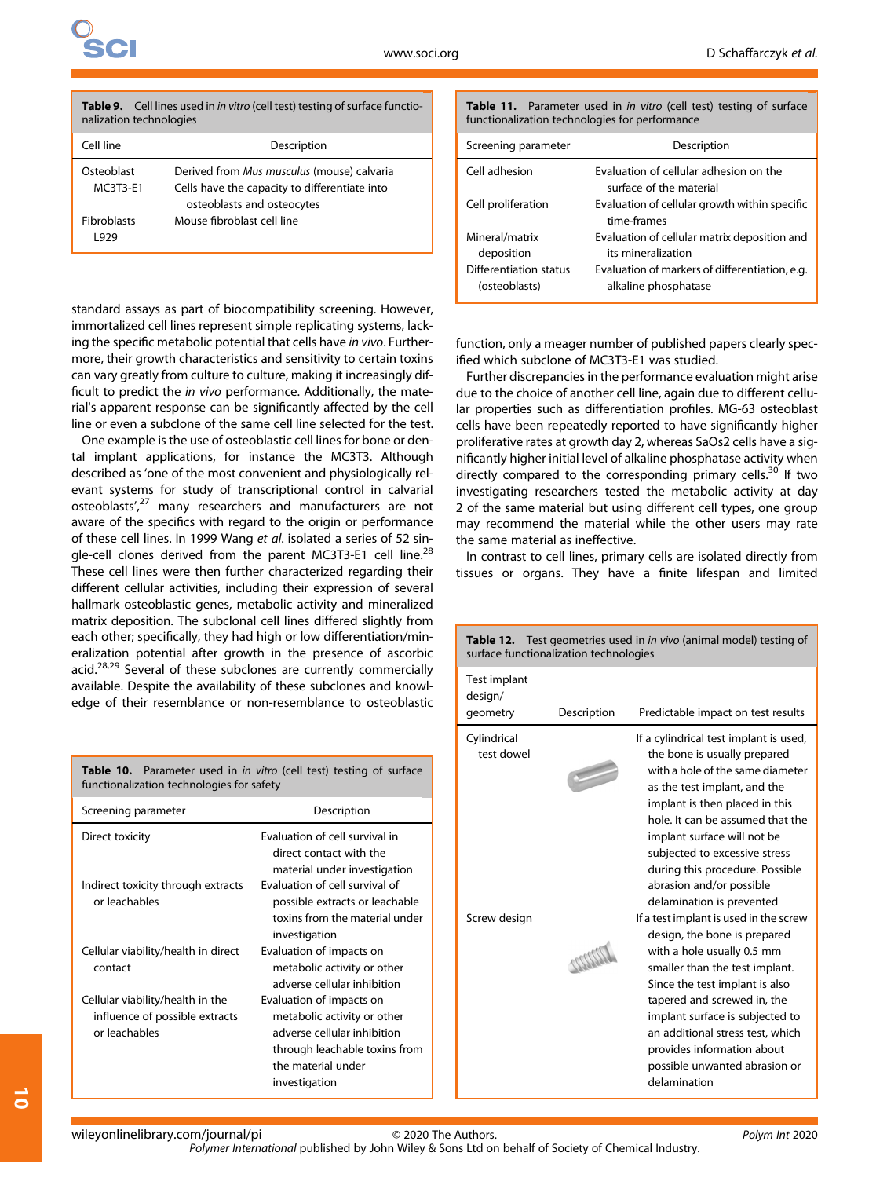**Table 9.** Cell lines used in *in vitro* (cell test) testing of surface functionalization technologies

| Cell line | Description |
|---|---|
| Osteoblast MC3T3-E1 | Derived from *Mus musculus* (mouse) calvaria. Cells have the capacity to differentiate into osteoblasts and osteocytes |
| Fibroblasts L929 | Mouse fibroblast cell line |

standard assays as part of biocompatibility screening. However, immortalized cell lines represent simple replicating systems, lacking the specific metabolic potential that cells have *in vivo*. Furthermore, their growth characteristics and sensitivity to certain toxins can vary greatly from culture to culture, making it increasingly difficult to predict the *in vivo* performance. Additionally, the material's apparent response can be significantly affected by the cell line or even a subclone of the same cell line selected for the test.

One example is the use of osteoblastic cell lines for bone or dental implant applications, for instance the MC3T3. Although described as 'one of the most convenient and physiologically relevant systems for study of transcriptional control in calvarial osteoblasts',[27] many researchers and manufacturers are not aware of the specifics with regard to the origin or performance of these cell lines. In 1999 Wang *et al*. isolated a series of 52 single-cell clones derived from the parent MC3T3-E1 cell line.[28] These cell lines were then further characterized regarding their different cellular activities, including their expression of several hallmark osteoblastic genes, metabolic activity and mineralized matrix deposition. The subclonal cell lines differed slightly from each other; specifically, they had high or low differentiation/mineralization potential after growth in the presence of ascorbic acid.[28,29] Several of these subclones are currently commercially available. Despite the availability of these subclones and knowledge of their resemblance or non-resemblance to osteoblastic function, only a meager number of published papers clearly specified which subclone of MC3T3-E1 was studied.

Further discrepancies in the performance evaluation might arise due to the choice of another cell line, again due to different cellular properties such as differentiation profiles. MG-63 osteoblast cells have been repeatedly reported to have significantly higher proliferative rates at growth day 2, whereas SaOs2 cells have a significantly higher initial level of alkaline phosphatase activity when directly compared to the corresponding primary cells.[30] If two investigating researchers tested the metabolic activity at day 2 of the same material but using different cell types, one group may recommend the material while the other users may rate the same material as ineffective.

In contrast to cell lines, primary cells are isolated directly from tissues or organs. They have a finite lifespan and limited

**Table 10.** Parameter used in *in vitro* (cell test) testing of surface functionalization technologies for safety

| Screening parameter | Description |
|---|---|
| Direct toxicity | Evaluation of cell survival in direct contact with the material under investigation |
| Indirect toxicity through extracts or leachables | Evaluation of cell survival of possible extracts or leachable toxins from the material under investigation |
| Cellular viability/health in direct contact | Evaluation of impacts on metabolic activity or other adverse cellular inhibition |
| Cellular viability/health in the influence of possible extracts or leachables | Evaluation of impacts on metabolic activity or other adverse cellular inhibition through leachable toxins from the material under investigation |

**Table 11.** Parameter used in *in vitro* (cell test) testing of surface functionalization technologies for performance

| Screening parameter | Description |
|---|---|
| Cell adhesion | Evaluation of cellular adhesion on the surface of the material |
| Cell proliferation | Evaluation of cellular growth within specific time-frames |
| Mineral/matrix deposition | Evaluation of cellular matrix deposition and its mineralization |
| Differentiation status (osteoblasts) | Evaluation of markers of differentiation, e.g. alkaline phosphatase |

**Table 12.** Test geometries used in *in vivo* (animal model) testing of surface functionalization technologies

| Test implant design/geometry | Description | Predictable impact on test results |
|---|---|---|
| Cylindrical test dowel | | If a cylindrical test implant is used, the bone is usually prepared with a hole of the same diameter as the test implant, and the implant is then placed in this hole. It can be assumed that the implant surface will not be subjected to excessive stress during this procedure. Possible abrasion and/or possible delamination is prevented |
| Screw design | | If a test implant is used in the screw design, the bone is prepared with a hole usually 0.5 mm smaller than the test implant. Since the test implant is also tapered and screwed in, the implant surface is subjected to an additional stress test, which provides information about possible unwanted abrasion or delamination |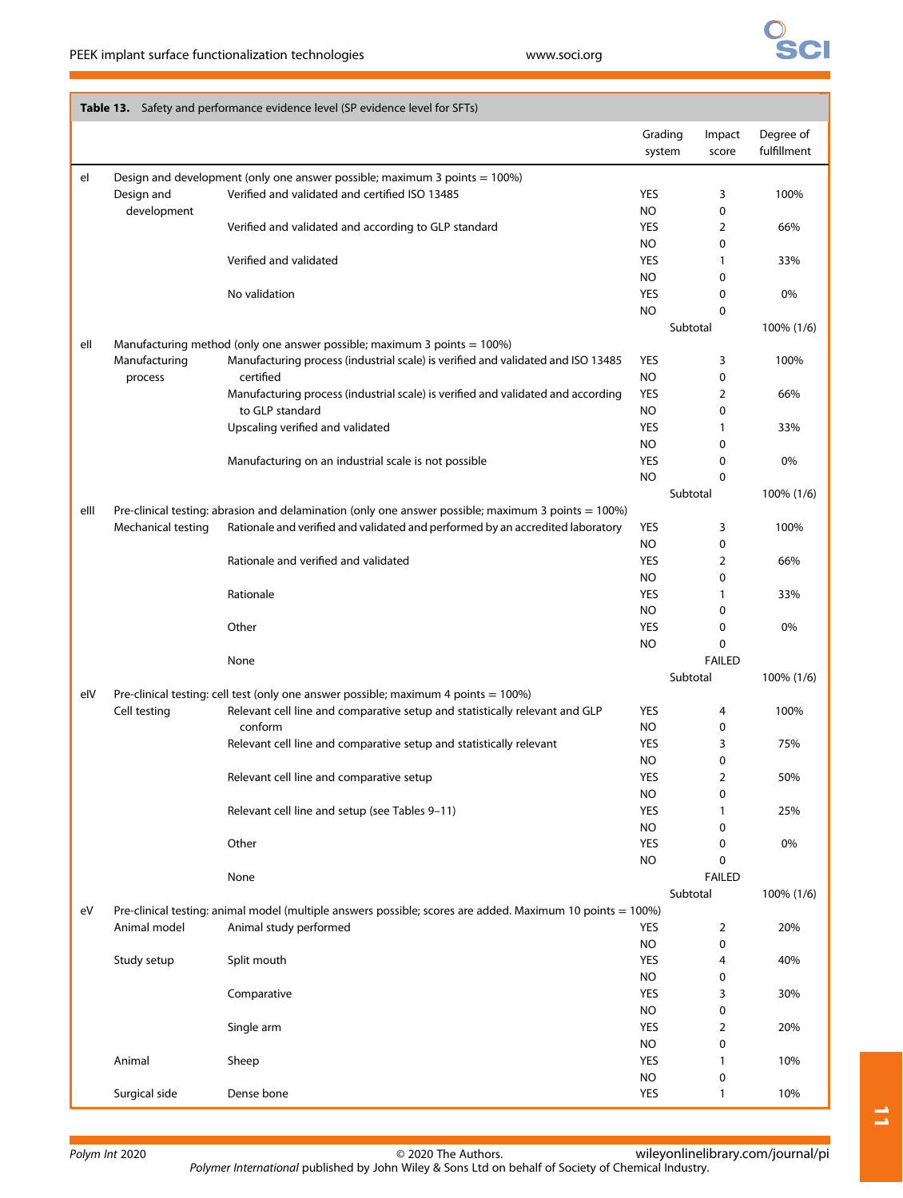**Table 13.** Safety and performance evidence level (SP evidence level for SFTs)

| | | | Grading system | Impact score | Degree of fulfillment |
|---|---|---|---|---|---|
| eI | Design and development (only one answer possible; maximum 3 points = 100%) | | | | |
| | Design and development | Verified and validated and certified ISO 13485 | YES | 3 | 100% |
| | | | NO | 0 | |
| | | Verified and validated and according to GLP standard | YES | 2 | 66% |
| | | | NO | 0 | |
| | | Verified and validated | YES | 1 | 33% |
| | | | NO | 0 | |
| | | No validation | YES | 0 | 0% |
| | | | NO | 0 | |
| | | | Subtotal | | 100% (1/6) |
| eII | Manufacturing method (only one answer possible; maximum 3 points = 100%) | | | | |
| | Manufacturing process | Manufacturing process (industrial scale) is verified and validated and ISO 13485 certified | YES | 3 | 100% |
| | | | NO | 0 | |
| | | Manufacturing process (industrial scale) is verified and validated and according to GLP standard | YES | 2 | 66% |
| | | | NO | 0 | |
| | | Upscaling verified and validated | YES | 1 | 33% |
| | | | NO | 0 | |
| | | Manufacturing on an industrial scale is not possible | YES | 0 | 0% |
| | | | NO | 0 | |
| | | | Subtotal | | 100% (1/6) |
| eIII | Pre-clinical testing: abrasion and delamination (only one answer possible; maximum 3 points = 100%) | | | | |
| | Mechanical testing | Rationale and verified and validated and performed by an accredited laboratory | YES | 3 | 100% |
| | | | NO | 0 | |
| | | Rationale and verified and validated | YES | 2 | 66% |
| | | | NO | 0 | |
| | | Rationale | YES | 1 | 33% |
| | | | NO | 0 | |
| | | Other | YES | 0 | 0% |
| | | | NO | 0 | |
| | | None | | FAILED | |
| | | | Subtotal | | 100% (1/6) |
| eIV | Pre-clinical testing: cell test (only one answer possible; maximum 4 points = 100%) | | | | |
| | Cell testing | Relevant cell line and comparative setup and statistically relevant and GLP conform | YES | 4 | 100% |
| | | | NO | 0 | |
| | | Relevant cell line and comparative setup and statistically relevant | YES | 3 | 75% |
| | | | NO | 0 | |
| | | Relevant cell line and comparative setup | YES | 2 | 50% |
| | | | NO | 0 | |
| | | Relevant cell line and setup (see Tables 9–11) | YES | 1 | 25% |
| | | | NO | 0 | |
| | | Other | YES | 0 | 0% |
| | | | NO | 0 | |
| | | None | | FAILED | |
| | | | Subtotal | | 100% (1/6) |
| eV | Pre-clinical testing: animal model (multiple answers possible; scores are added. Maximum 10 points = 100%) | | | | |
| | Animal model | Animal study performed | YES | 2 | 20% |
| | | | NO | 0 | |
| | Study setup | Split mouth | YES | 4 | 40% |
| | | | NO | 0 | |
| | | Comparative | YES | 3 | 30% |
| | | | NO | 0 | |
| | | Single arm | YES | 2 | 20% |
| | | | NO | 0 | |
| | Animal | Sheep | YES | 1 | 10% |
| | | | NO | 0 | |
| | Surgical side | Dense bone | YES | 1 | 10% |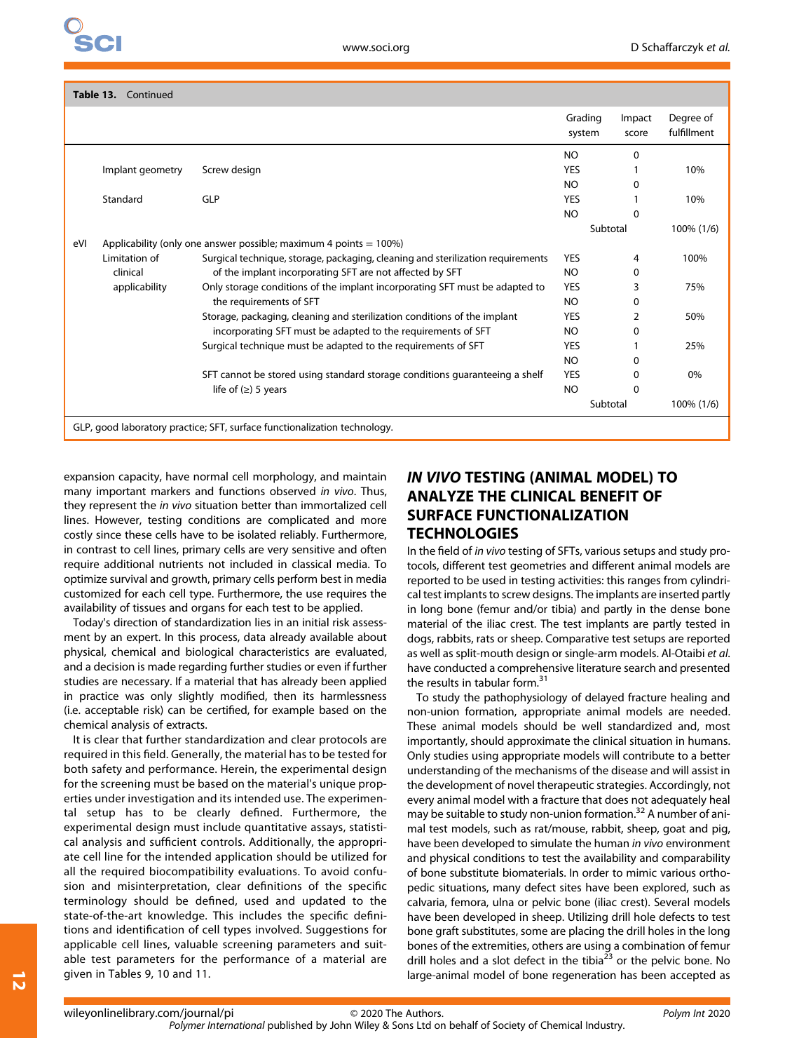**Table 13.** Continued

| | | | Grading system | Impact score | Degree of fulfillment |
|---|---|---|---|---|---|
| | | | NO | 0 | |
| | Implant geometry | Screw design | YES | 1 | 10% |
| | | | NO | 0 | |
| | Standard | GLP | YES | 1 | 10% |
| | | | NO | 0 | |
| | | | Subtotal | | 100% (1/6) |
| eVI | Applicability (only one answer possible; maximum 4 points = 100%) | | | | |
| | Limitation of clinical applicability | Surgical technique, storage, packaging, cleaning and sterilization requirements of the implant incorporating SFT are not affected by SFT | YES | 4 | 100% |
| | | | NO | 0 | |
| | | Only storage conditions of the implant incorporating SFT must be adapted to the requirements of SFT | YES | 3 | 75% |
| | | | NO | 0 | |
| | | Storage, packaging, cleaning and sterilization conditions of the implant incorporating SFT must be adapted to the requirements of SFT | YES | 2 | 50% |
| | | | NO | 0 | |
| | | Surgical technique must be adapted to the requirements of SFT | YES | 1 | 25% |
| | | | NO | 0 | |
| | | SFT cannot be stored using standard storage conditions guaranteeing a shelf life of (≥) 5 years | YES | 0 | 0% |
| | | | NO | 0 | |
| | | | Subtotal | | 100% (1/6) |

GLP, good laboratory practice; SFT, surface functionalization technology.

expansion capacity, have normal cell morphology, and maintain many important markers and functions observed *in vivo*. Thus, they represent the *in vivo* situation better than immortalized cell lines. However, testing conditions are complicated and more costly since these cells have to be isolated reliably. Furthermore, in contrast to cell lines, primary cells are very sensitive and often require additional nutrients not included in classical media. To optimize survival and growth, primary cells perform best in media customized for each cell type. Furthermore, the use requires the availability of tissues and organs for each test to be applied.

Today's direction of standardization lies in an initial risk assessment by an expert. In this process, data already available about physical, chemical and biological characteristics are evaluated, and a decision is made regarding further studies or even if further studies are necessary. If a material that has already been applied in practice was only slightly modified, then its harmlessness (i.e. acceptable risk) can be certified, for example based on the chemical analysis of extracts.

It is clear that further standardization and clear protocols are required in this field. Generally, the material has to be tested for both safety and performance. Herein, the experimental design for the screening must be based on the material's unique properties under investigation and its intended use. The experimental setup has to be clearly defined. Furthermore, the experimental design must include quantitative assays, statistical analysis and sufficient controls. Additionally, the appropriate cell line for the intended application should be utilized for all the required biocompatibility evaluations. To avoid confusion and misinterpretation, clear definitions of the specific terminology should be defined, used and updated to the state-of-the-art knowledge. This includes the specific definitions and identification of cell types involved. Suggestions for applicable cell lines, valuable screening parameters and suitable test parameters for the performance of a material are given in Tables 9, 10 and 11.

## *IN VIVO* TESTING (ANIMAL MODEL) TO ANALYZE THE CLINICAL BENEFIT OF SURFACE FUNCTIONALIZATION TECHNOLOGIES

In the field of *in vivo* testing of SFTs, various setups and study protocols, different test geometries and different animal models are reported to be used in testing activities: this ranges from cylindrical test implants to screw designs. The implants are inserted partly in long bone (femur and/or tibia) and partly in the dense bone material of the iliac crest. The test implants are partly tested in dogs, rabbits, rats or sheep. Comparative test setups are reported as well as split-mouth design or single-arm models. Al-Otaibi *et al.* have conducted a comprehensive literature search and presented the results in tabular form.[31]

To study the pathophysiology of delayed fracture healing and non-union formation, appropriate animal models are needed. These animal models should be well standardized and, most importantly, should approximate the clinical situation in humans. Only studies using appropriate models will contribute to a better understanding of the mechanisms of the disease and will assist in the development of novel therapeutic strategies. Accordingly, not every animal model with a fracture that does not adequately heal may be suitable to study non-union formation.[32] A number of animal test models, such as rat/mouse, rabbit, sheep, goat and pig, have been developed to simulate the human *in vivo* environment and physical conditions to test the availability and comparability of bone substitute biomaterials. In order to mimic various orthopedic situations, many defect sites have been explored, such as calvaria, femora, ulna or pelvic bone (iliac crest). Several models have been developed in sheep. Utilizing drill hole defects to test bone graft substitutes, some are placing the drill holes in the long bones of the extremities, others are using a combination of femur drill holes and a slot defect in the tibia[23] or the pelvic bone. No large-animal model of bone regeneration has been accepted as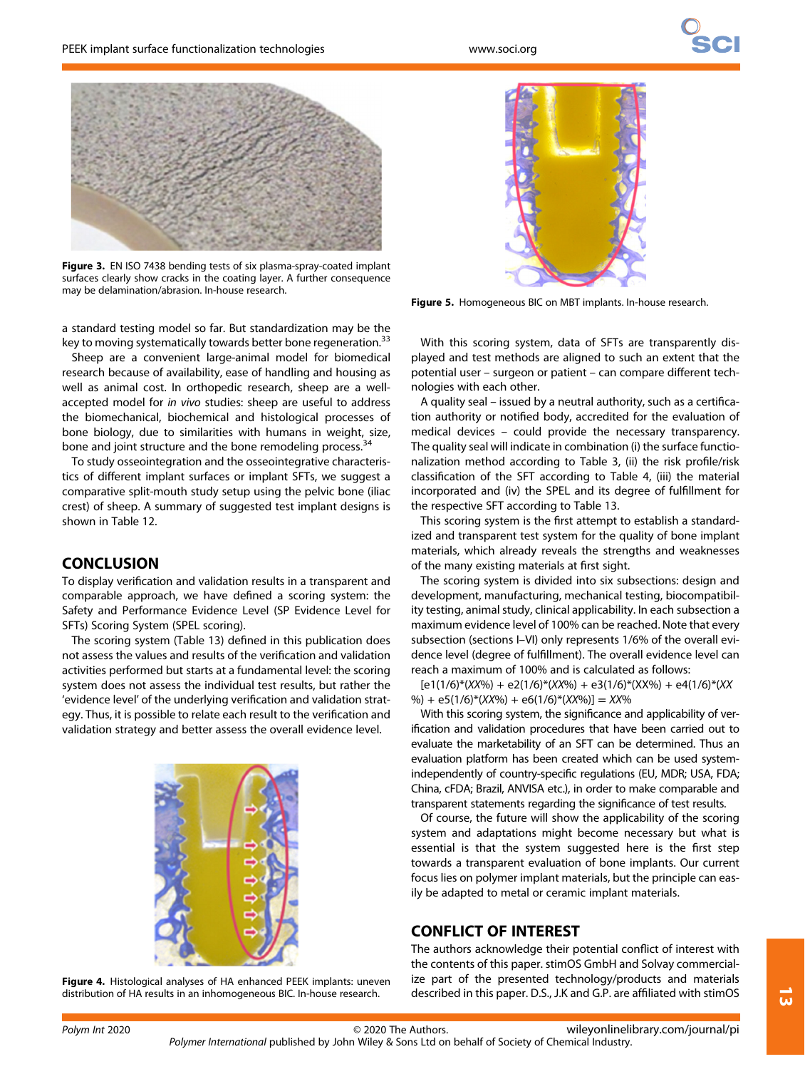**Figure 3.** EN ISO 7438 bending tests of six plasma-spray-coated implant surfaces clearly show cracks in the coating layer. A further consequence may be delamination/abrasion. In-house research.

a standard testing model so far. But standardization may be the key to moving systematically towards better bone regeneration.[33]

Sheep are a convenient large-animal model for biomedical research because of availability, ease of handling and housing as well as animal cost. In orthopedic research, sheep are a well-accepted model for *in vivo* studies: sheep are useful to address the biomechanical, biochemical and histological processes of bone biology, due to similarities with humans in weight, size, bone and joint structure and the bone remodeling process.[34]

To study osseointegration and the osseointegrative characteristics of different implant surfaces or implant SFTs, we suggest a comparative split-mouth study setup using the pelvic bone (iliac crest) of sheep. A summary of suggested test implant designs is shown in Table 12.

## CONCLUSION

To display verification and validation results in a transparent and comparable approach, we have defined a scoring system: the Safety and Performance Evidence Level (SP Evidence Level for SFTs) Scoring System (SPEL scoring).

The scoring system (Table 13) defined in this publication does not assess the values and results of the verification and validation activities performed but starts at a fundamental level: the scoring system does not assess the individual test results, but rather the 'evidence level' of the underlying verification and validation strategy. Thus, it is possible to relate each result to the verification and validation strategy and better assess the overall evidence level.

**Figure 4.** Histological analyses of HA enhanced PEEK implants: uneven distribution of HA results in an inhomogeneous BIC. In-house research.

**Figure 5.** Homogeneous BIC on MBT implants. In-house research.

With this scoring system, data of SFTs are transparently displayed and test methods are aligned to such an extent that the potential user – surgeon or patient – can compare different technologies with each other.

A quality seal – issued by a neutral authority, such as a certification authority or notified body, accredited for the evaluation of medical devices – could provide the necessary transparency. The quality seal will indicate in combination (i) the surface functionalization method according to Table 3, (ii) the risk profile/risk classification of the SFT according to Table 4, (iii) the material incorporated and (iv) the SPEL and its degree of fulfillment for the respective SFT according to Table 13.

This scoring system is the first attempt to establish a standardized and transparent test system for the quality of bone implant materials, which already reveals the strengths and weaknesses of the many existing materials at first sight.

The scoring system is divided into six subsections: design and development, manufacturing, mechanical testing, biocompatibility testing, animal study, clinical applicability. In each subsection a maximum evidence level of 100% can be reached. Note that every subsection (sections I–VI) only represents 1/6% of the overall evidence level (degree of fulfillment). The overall evidence level can reach a maximum of 100% and is calculated as follows:

$$[e1(1/6)*(XX\%) + e2(1/6)*(XX\%) + e3(1/6)*(XX\%) + e4(1/6)*(XX\%) + e5(1/6)*(XX\%) + e6(1/6)*(XX\%)] = XX\%$$

With this scoring system, the significance and applicability of verification and validation procedures that have been carried out to evaluate the marketability of an SFT can be determined. Thus an evaluation platform has been created which can be used system-independently of country-specific regulations (EU, MDR; USA, FDA; China, cFDA; Brazil, ANVISA etc.), in order to make comparable and transparent statements regarding the significance of test results.

Of course, the future will show the applicability of the scoring system and adaptations might become necessary but what is essential is that the system suggested here is the first step towards a transparent evaluation of bone implants. Our current focus lies on polymer implant materials, but the principle can easily be adapted to metal or ceramic implant materials.

## CONFLICT OF INTEREST

The authors acknowledge their potential conflict of interest with the contents of this paper. stimOS GmbH and Solvay commercialize part of the presented technology/products and materials described in this paper. D.S., J.K and G.P. are affiliated with stimOS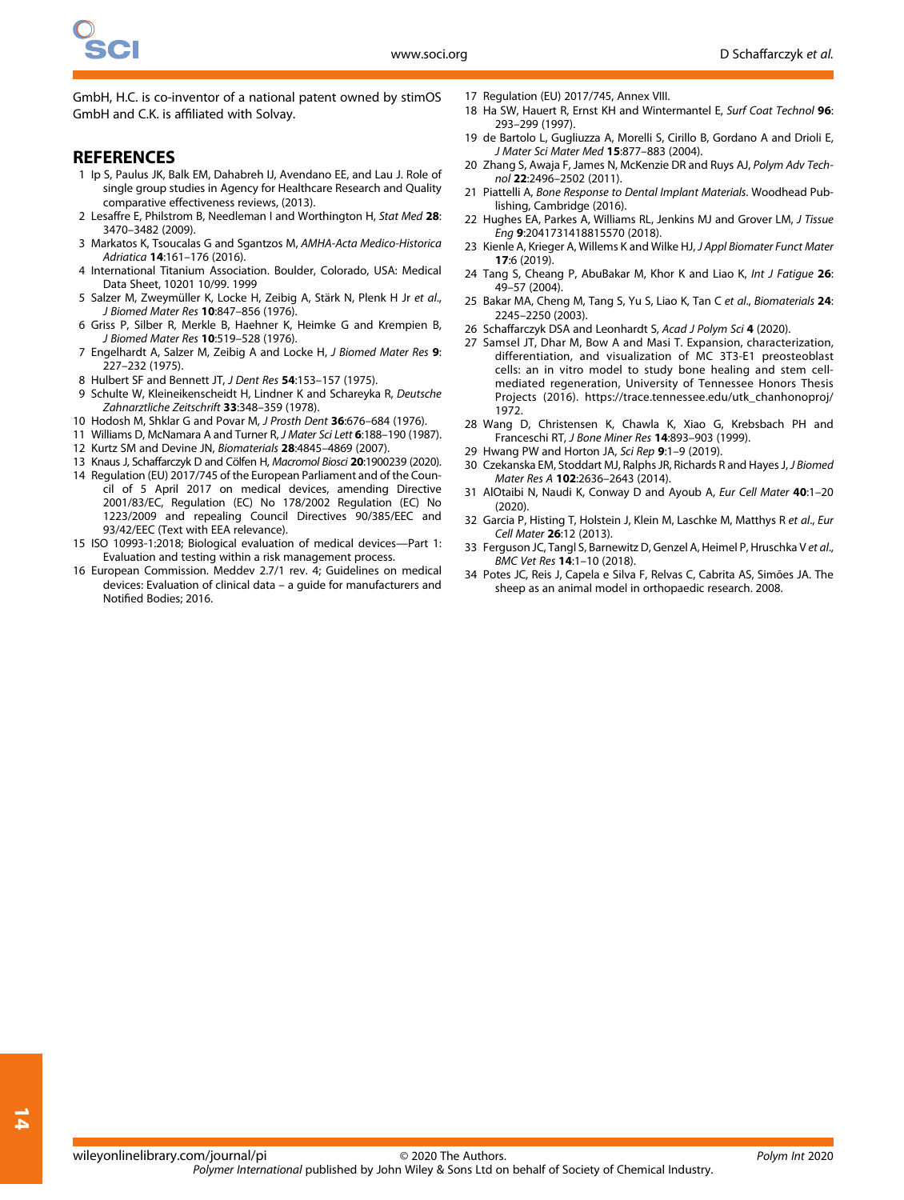GmbH, H.C. is co-inventor of a national patent owned by stimOS GmbH and C.K. is affiliated with Solvay.

## REFERENCES

1. Ip S, Paulus JK, Balk EM, Dahabreh IJ, Avendano EE, and Lau J. Role of single group studies in Agency for Healthcare Research and Quality comparative effectiveness reviews, (2013).
2. Lesaffre E, Philstrom B, Needleman I and Worthington H, *Stat Med* **28**: 3470–3482 (2009).
3. Markatos K, Tsoucalas G and Sgantzos M, *AMHA-Acta Medico-Historica Adriatica* **14**:161–176 (2016).
4. International Titanium Association. Boulder, Colorado, USA: Medical Data Sheet, 10201 10/99. 1999
5. Salzer M, Zweymüller K, Locke H, Zeibig A, Stärk N, Plenk H Jr *et al*., *J Biomed Mater Res* **10**:847–856 (1976).
6. Griss P, Silber R, Merkle B, Haehner K, Heimke G and Krempien B, *J Biomed Mater Res* **10**:519–528 (1976).
7. Engelhardt A, Salzer M, Zeibig A and Locke H, *J Biomed Mater Res* **9**: 227–232 (1975).
8. Hulbert SF and Bennett JT, *J Dent Res* **54**:153–157 (1975).
9. Schulte W, Kleineikenscheidt H, Lindner K and Schareyka R, *Deutsche Zahnarztliche Zeitschrift* **33**:348–359 (1978).
10. Hodosh M, Shklar G and Povar M, *J Prosth Dent* **36**:676–684 (1976).
11. Williams D, McNamara A and Turner R, *J Mater Sci Lett* **6**:188–190 (1987).
12. Kurtz SM and Devine JN, *Biomaterials* **28**:4845–4869 (2007).
13. Knaus J, Schaffarczyk D and Cölfen H, *Macromol Biosci* **20**:1900239 (2020).
14. Regulation (EU) 2017/745 of the European Parliament and of the Council of 5 April 2017 on medical devices, amending Directive 2001/83/EC, Regulation (EC) No 178/2002 Regulation (EC) No 1223/2009 and repealing Council Directives 90/385/EEC and 93/42/EEC (Text with EEA relevance).
15. ISO 10993-1:2018; Biological evaluation of medical devices—Part 1: Evaluation and testing within a risk management process.
16. European Commission. Meddev 2.7/1 rev. 4; Guidelines on medical devices: Evaluation of clinical data – a guide for manufacturers and Notified Bodies; 2016.
17. Regulation (EU) 2017/745, Annex VIII.
18. Ha SW, Hauert R, Ernst KH and Wintermantel E, *Surf Coat Technol* **96**: 293–299 (1997).
19. de Bartolo L, Gugliuzza A, Morelli S, Cirillo B, Gordano A and Drioli E, *J Mater Sci Mater Med* **15**:877–883 (2004).
20. Zhang S, Awaja F, James N, McKenzie DR and Ruys AJ, *Polym Adv Technol* **22**:2496–2502 (2011).
21. Piattelli A, *Bone Response to Dental Implant Materials*. Woodhead Publishing, Cambridge (2016).
22. Hughes EA, Parkes A, Williams RL, Jenkins MJ and Grover LM, *J Tissue Eng* **9**:2041731418815570 (2018).
23. Kienle A, Krieger A, Willems K and Wilke HJ, *J Appl Biomater Funct Mater* **17**:6 (2019).
24. Tang S, Cheang P, AbuBakar M, Khor K and Liao K, *Int J Fatigue* **26**: 49–57 (2004).
25. Bakar MA, Cheng M, Tang S, Yu S, Liao K, Tan C *et al*., *Biomaterials* **24**: 2245–2250 (2003).
26. Schaffarczyk DSA and Leonhardt S, *Acad J Polym Sci* **4** (2020).
27. Samsel JT, Dhar M, Bow A and Masi T. Expansion, characterization, differentiation, and visualization of MC 3T3-E1 preosteoblast cells: an in vitro model to study bone healing and stem cell-mediated regeneration, University of Tennessee Honors Thesis Projects (2016). https://trace.tennessee.edu/utk_chanhonoproj/1972.
28. Wang D, Christensen K, Chawla K, Xiao G, Krebsbach PH and Franceschi RT, *J Bone Miner Res* **14**:893–903 (1999).
29. Hwang PW and Horton JA, *Sci Rep* **9**:1–9 (2019).
30. Czekanska EM, Stoddart MJ, Ralphs JR, Richards R and Hayes J, *J Biomed Mater Res A* **102**:2636–2643 (2014).
31. AlOtaibi N, Naudi K, Conway D and Ayoub A, *Eur Cell Mater* **40**:1–20 (2020).
32. Garcia P, Histing T, Holstein J, Klein M, Laschke M, Matthys R *et al*., *Eur Cell Mater* **26**:12 (2013).
33. Ferguson JC, Tangl S, Barnewitz D, Genzel A, Heimel P, Hruschka V *et al*., *BMC Vet Res* **14**:1–10 (2018).
34. Potes JC, Reis J, Capela e Silva F, Relvas C, Cabrita AS, Simões JA. The sheep as an animal model in orthopaedic research. 2008.